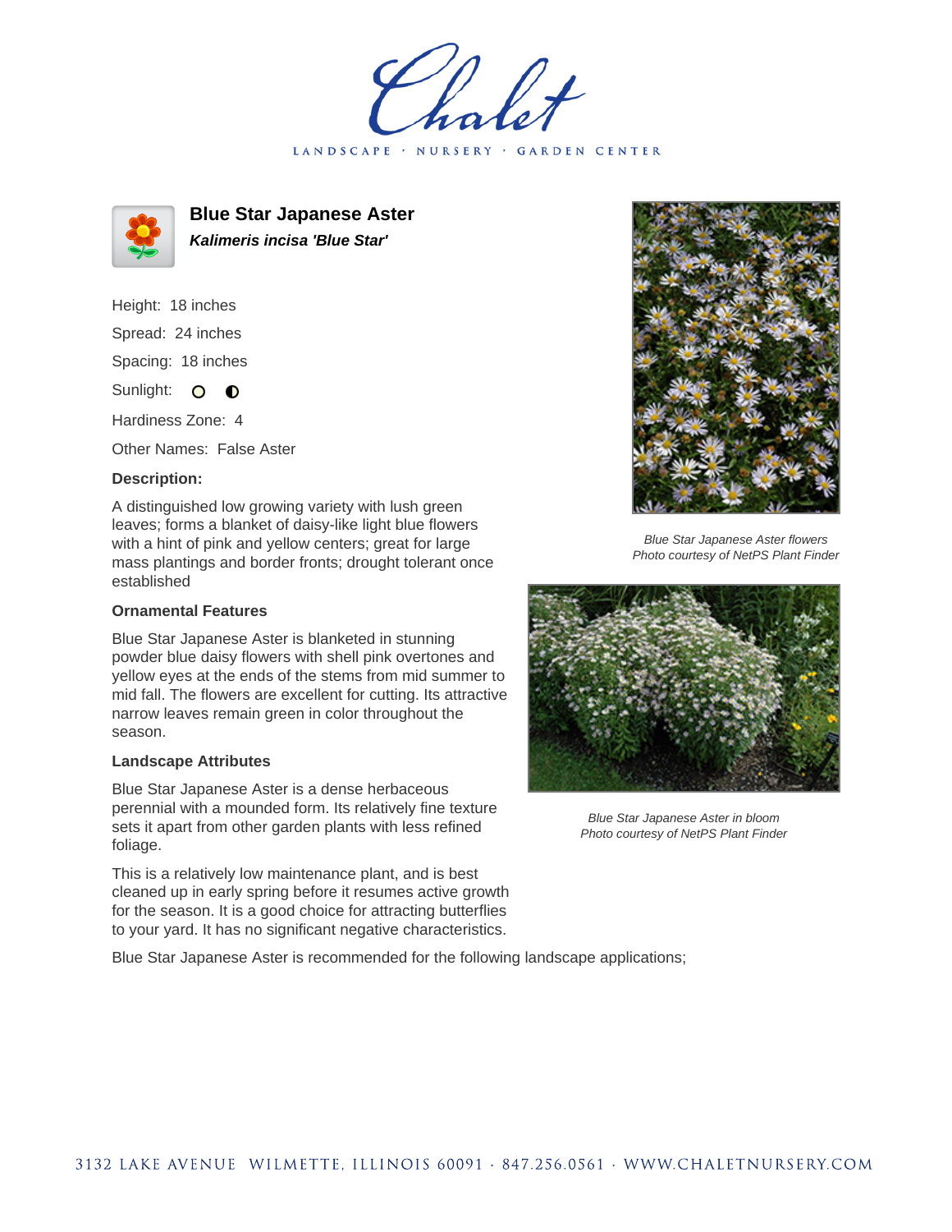# Chalet

LANDSCAPE · NURSERY · GARDEN CENTER

## Blue Star Japanese Aster

***Kalimeris incisa 'Blue Star'***

Height: 18 inches

Spread: 24 inches

Spacing: 18 inches

Sunlight: ○ ◐

Hardiness Zone: 4

Other Names: False Aster

**Description:**

A distinguished low growing variety with lush green leaves; forms a blanket of daisy-like light blue flowers with a hint of pink and yellow centers; great for large mass plantings and border fronts; drought tolerant once established

*Blue Star Japanese Aster flowers*
*Photo courtesy of NetPS Plant Finder*

### Ornamental Features

Blue Star Japanese Aster is blanketed in stunning powder blue daisy flowers with shell pink overtones and yellow eyes at the ends of the stems from mid summer to mid fall. The flowers are excellent for cutting. Its attractive narrow leaves remain green in color throughout the season.

*Blue Star Japanese Aster in bloom*
*Photo courtesy of NetPS Plant Finder*

### Landscape Attributes

Blue Star Japanese Aster is a dense herbaceous perennial with a mounded form. Its relatively fine texture sets it apart from other garden plants with less refined foliage.

This is a relatively low maintenance plant, and is best cleaned up in early spring before it resumes active growth for the season. It is a good choice for attracting butterflies to your yard. It has no significant negative characteristics.

Blue Star Japanese Aster is recommended for the following landscape applications;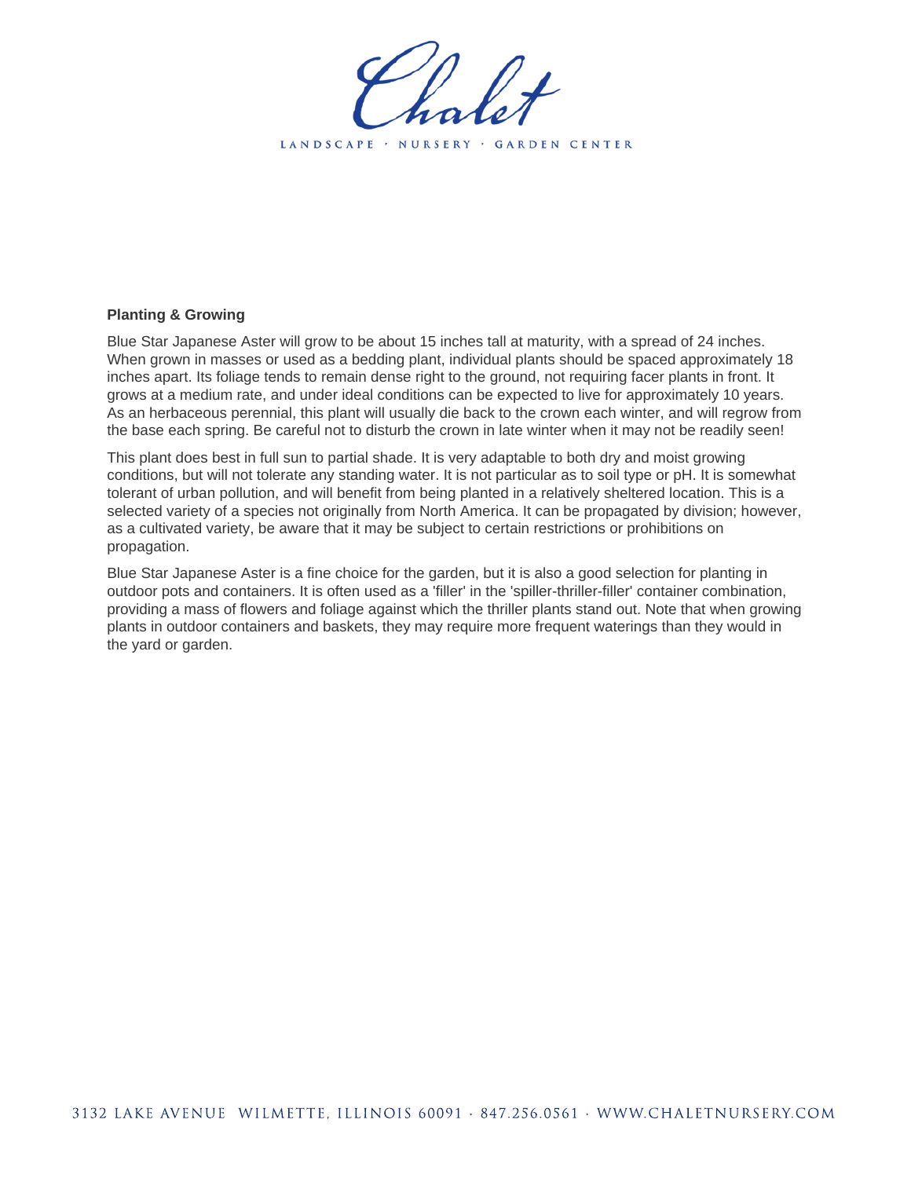**Planting & Growing**

Blue Star Japanese Aster will grow to be about 15 inches tall at maturity, with a spread of 24 inches. When grown in masses or used as a bedding plant, individual plants should be spaced approximately 18 inches apart. Its foliage tends to remain dense right to the ground, not requiring facer plants in front. It grows at a medium rate, and under ideal conditions can be expected to live for approximately 10 years. As an herbaceous perennial, this plant will usually die back to the crown each winter, and will regrow from the base each spring. Be careful not to disturb the crown in late winter when it may not be readily seen!

This plant does best in full sun to partial shade. It is very adaptable to both dry and moist growing conditions, but will not tolerate any standing water. It is not particular as to soil type or pH. It is somewhat tolerant of urban pollution, and will benefit from being planted in a relatively sheltered location. This is a selected variety of a species not originally from North America. It can be propagated by division; however, as a cultivated variety, be aware that it may be subject to certain restrictions or prohibitions on propagation.

Blue Star Japanese Aster is a fine choice for the garden, but it is also a good selection for planting in outdoor pots and containers. It is often used as a 'filler' in the 'spiller-thriller-filler' container combination, providing a mass of flowers and foliage against which the thriller plants stand out. Note that when growing plants in outdoor containers and baskets, they may require more frequent waterings than they would in the yard or garden.